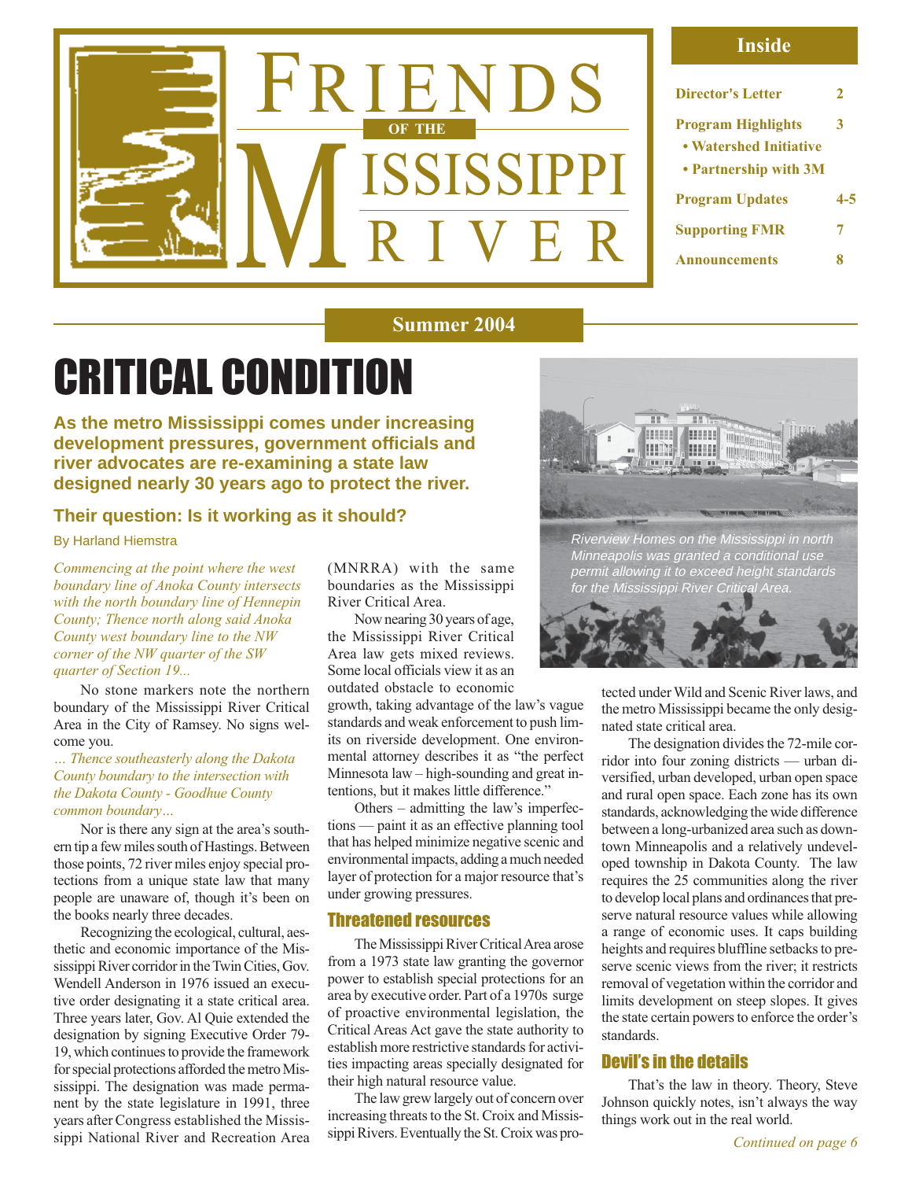# FRIENDS OF THE MISSISSIPPI RIVER

## Inside

| | |
|---|---|
| Director's Letter | 2 |
| Program Highlights | 3 |
| • Watershed Initiative | |
| • Partnership with 3M | |
| Program Updates | 4-5 |
| Supporting FMR | 7 |
| Announcements | 8 |

**Summer 2004**

# CRITICAL CONDITION

**As the metro Mississippi comes under increasing development pressures, government officials and river advocates are re-examining a state law designed nearly 30 years ago to protect the river.**

### Their question: Is it working as it should?

By Harland Hiemstra

*Commencing at the point where the west boundary line of Anoka County intersects with the north boundary line of Hennepin County; Thence north along said Anoka County west boundary line to the NW corner of the NW quarter of the SW quarter of Section 19...*

No stone markers note the northern boundary of the Mississippi River Critical Area in the City of Ramsey. No signs welcome you.

*... Thence southeasterly along the Dakota County boundary to the intersection with the Dakota County - Goodhue County common boundary...*

Nor is there any sign at the area's southern tip a few miles south of Hastings. Between those points, 72 river miles enjoy special protections from a unique state law that many people are unaware of, though it's been on the books nearly three decades.

Recognizing the ecological, cultural, aesthetic and economic importance of the Mississippi River corridor in the Twin Cities, Gov. Wendell Anderson in 1976 issued an executive order designating it a state critical area. Three years later, Gov. Al Quie extended the designation by signing Executive Order 79-19, which continues to provide the framework for special protections afforded the metro Mississippi. The designation was made permanent by the state legislature in 1991, three years after Congress established the Mississippi National River and Recreation Area (MNRRA) with the same boundaries as the Mississippi River Critical Area.

Now nearing 30 years of age, the Mississippi River Critical Area law gets mixed reviews. Some local officials view it as an outdated obstacle to economic growth, taking advantage of the law's vague standards and weak enforcement to push limits on riverside development. One environmental attorney describes it as "the perfect Minnesota law – high-sounding and great intentions, but it makes little difference."

Others – admitting the law's imperfections — paint it as an effective planning tool that has helped minimize negative scenic and environmental impacts, adding a much needed layer of protection for a major resource that's under growing pressures.

Riverview Homes on the Mississippi in north Minneapolis was granted a conditional use permit allowing it to exceed height standards for the Mississippi River Critical Area.

## Threatened resources

The Mississippi River Critical Area arose from a 1973 state law granting the governor power to establish special protections for an area by executive order. Part of a 1970s surge of proactive environmental legislation, the Critical Areas Act gave the state authority to establish more restrictive standards for activities impacting areas specially designated for their high natural resource value.

The law grew largely out of concern over increasing threats to the St. Croix and Mississippi Rivers. Eventually the St. Croix was protected under Wild and Scenic River laws, and the metro Mississippi became the only designated state critical area.

The designation divides the 72-mile corridor into four zoning districts — urban diversified, urban developed, urban open space and rural open space. Each zone has its own standards, acknowledging the wide difference between a long-urbanized area such as downtown Minneapolis and a relatively undeveloped township in Dakota County. The law requires the 25 communities along the river to develop local plans and ordinances that preserve natural resource values while allowing a range of economic uses. It caps building heights and requires bluffline setbacks to preserve scenic views from the river; it restricts removal of vegetation within the corridor and limits development on steep slopes. It gives the state certain powers to enforce the order's standards.

## Devil's in the details

That's the law in theory. Theory, Steve Johnson quickly notes, isn't always the way things work out in the real world.

*Continued on page 6*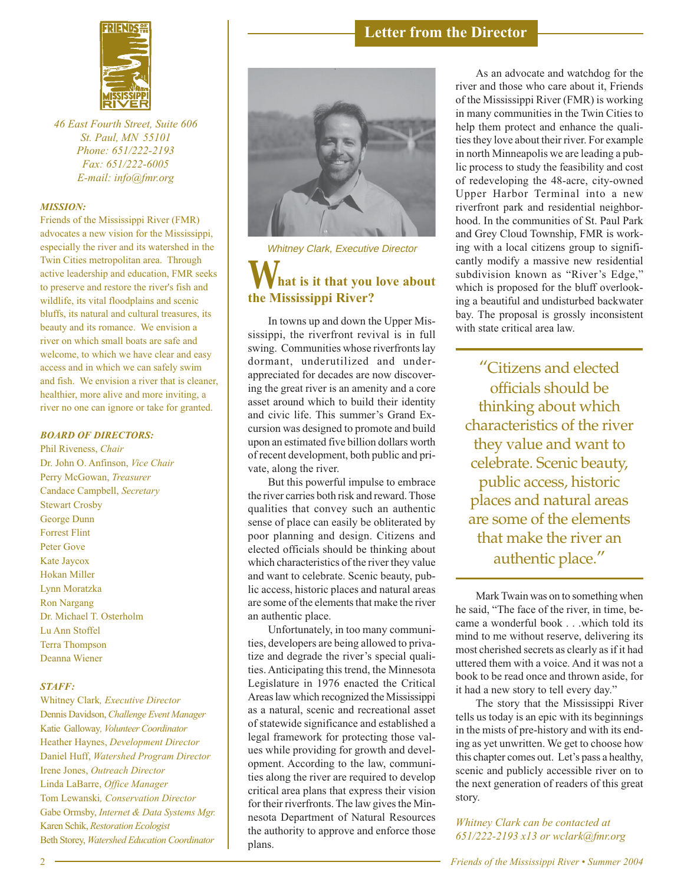FRIENDS OF THE MISSISSIPPI RIVER

*46 East Fourth Street, Suite 606*
*St. Paul, MN 55101*
*Phone: 651/222-2193*
*Fax: 651/222-6005*
*E-mail: info@fmr.org*

***MISSION:***

Friends of the Mississippi River (FMR) advocates a new vision for the Mississippi, especially the river and its watershed in the Twin Cities metropolitan area. Through active leadership and education, FMR seeks to preserve and restore the river's fish and wildlife, its vital floodplains and scenic bluffs, its natural and cultural treasures, its beauty and its romance. We envision a river on which small boats are safe and welcome, to which we have clear and easy access and in which we can safely swim and fish. We envision a river that is cleaner, healthier, more alive and more inviting, a river no one can ignore or take for granted.

***BOARD OF DIRECTORS:***

Phil Riveness, *Chair*
Dr. John O. Anfinson, *Vice Chair*
Perry McGowan, *Treasurer*
Candace Campbell, *Secretary*
Stewart Crosby
George Dunn
Forrest Flint
Peter Gove
Kate Jaycox
Hokan Miller
Lynn Moratzka
Ron Nargang
Dr. Michael T. Osterholm
Lu Ann Stoffel
Terra Thompson
Deanna Wiener

***STAFF:***

Whitney Clark, *Executive Director*
Dennis Davidson, *Challenge Event Manager*
Katie Galloway, *Volunteer Coordinator*
Heather Haynes, *Development Director*
Daniel Huff, *Watershed Program Director*
Irene Jones, *Outreach Director*
Linda LaBarre, *Office Manager*
Tom Lewanski, *Conservation Director*
Gabe Ormsby, *Internet & Data Systems Mgr.*
Karen Schik, *Restoration Ecologist*
Beth Storey, *Watershed Education Coordinator*

## Letter from the Director

*Whitney Clark, Executive Director*

### What is it that you love about the Mississippi River?

In towns up and down the Upper Mississippi, the riverfront revival is in full swing. Communities whose riverfronts lay dormant, underutilized and under-appreciated for decades are now discovering the great river is an amenity and a core asset around which to build their identity and civic life. This summer's Grand Excursion was designed to promote and build upon an estimated five billion dollars worth of recent development, both public and private, along the river.

But this powerful impulse to embrace the river carries both risk and reward. Those qualities that convey such an authentic sense of place can easily be obliterated by poor planning and design. Citizens and elected officials should be thinking about which characteristics of the river they value and want to celebrate. Scenic beauty, public access, historic places and natural areas are some of the elements that make the river an authentic place.

Unfortunately, in too many communities, developers are being allowed to privatize and degrade the river's special qualities. Anticipating this trend, the Minnesota Legislature in 1976 enacted the Critical Areas law which recognized the Mississippi as a natural, scenic and recreational asset of statewide significance and established a legal framework for protecting those values while providing for growth and development. According to the law, communities along the river are required to develop critical area plans that express their vision for their riverfronts. The law gives the Minnesota Department of Natural Resources the authority to approve and enforce those plans.

As an advocate and watchdog for the river and those who care about it, Friends of the Mississippi River (FMR) is working in many communities in the Twin Cities to help them protect and enhance the qualities they love about their river. For example in north Minneapolis we are leading a public process to study the feasibility and cost of redeveloping the 48-acre, city-owned Upper Harbor Terminal into a new riverfront park and residential neighborhood. In the communities of St. Paul Park and Grey Cloud Township, FMR is working with a local citizens group to significantly modify a massive new residential subdivision known as "River's Edge," which is proposed for the bluff overlooking a beautiful and undisturbed backwater bay. The proposal is grossly inconsistent with state critical area law.

> "Citizens and elected officials should be thinking about which characteristics of the river they value and want to celebrate. Scenic beauty, public access, historic places and natural areas are some of the elements that make the river an authentic place."

Mark Twain was on to something when he said, "The face of the river, in time, became a wonderful book . . .which told its mind to me without reserve, delivering its most cherished secrets as clearly as if it had uttered them with a voice. And it was not a book to be read once and thrown aside, for it had a new story to tell every day."

The story that the Mississippi River tells us today is an epic with its beginnings in the mists of pre-history and with its ending as yet unwritten. We get to choose how this chapter comes out. Let's pass a healthy, scenic and publicly accessible river on to the next generation of readers of this great story.

*Whitney Clark can be contacted at 651/222-2193 x13 or wclark@fmr.org*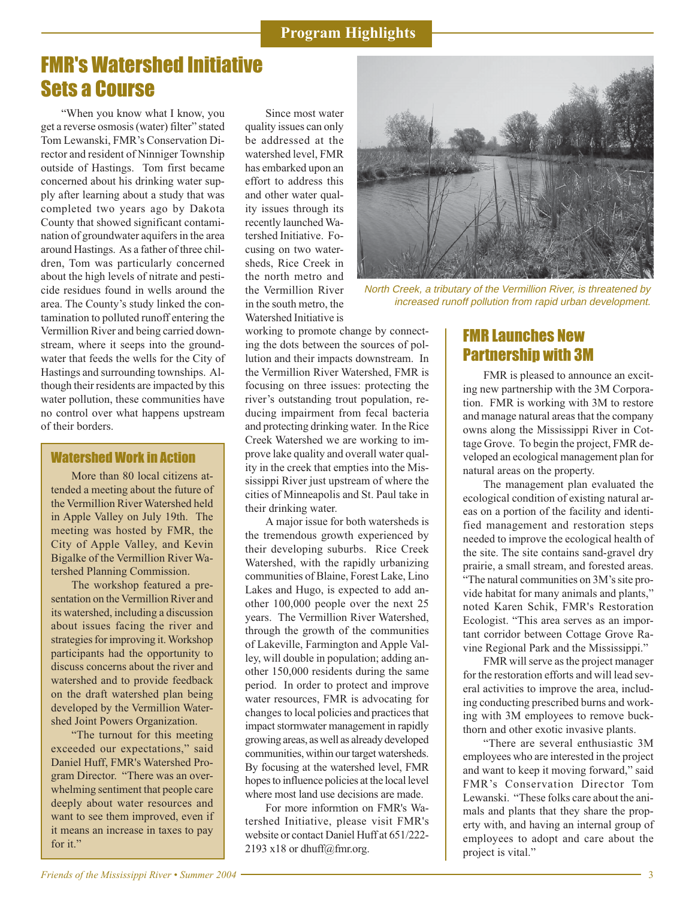## FMR's Watershed Initiative Sets a Course

"When you know what I know, you get a reverse osmosis (water) filter" stated Tom Lewanski, FMR's Conservation Director and resident of Ninniger Township outside of Hastings. Tom first became concerned about his drinking water supply after learning about a study that was completed two years ago by Dakota County that showed significant contamination of groundwater aquifers in the area around Hastings. As a father of three children, Tom was particularly concerned about the high levels of nitrate and pesticide residues found in wells around the area. The County's study linked the contamination to polluted runoff entering the Vermillion River and being carried downstream, where it seeps into the groundwater that feeds the wells for the City of Hastings and surrounding townships. Although their residents are impacted by this water pollution, these communities have no control over what happens upstream of their borders.

Since most water quality issues can only be addressed at the watershed level, FMR has embarked upon an effort to address this and other water quality issues through its recently launched Watershed Initiative. Focusing on two watersheds, Rice Creek in the north metro and the Vermillion River in the south metro, the Watershed Initiative is working to promote change by connecting the dots between the sources of pollution and their impacts downstream. In the Vermillion River Watershed, FMR is focusing on three issues: protecting the river's outstanding trout population, reducing impairment from fecal bacteria and protecting drinking water. In the Rice Creek Watershed we are working to improve lake quality and overall water quality in the creek that empties into the Mississippi River just upstream of where the cities of Minneapolis and St. Paul take in their drinking water.

A major issue for both watersheds is the tremendous growth experienced by their developing suburbs. Rice Creek Watershed, with the rapidly urbanizing communities of Blaine, Forest Lake, Lino Lakes and Hugo, is expected to add another 100,000 people over the next 25 years. The Vermillion River Watershed, through the growth of the communities of Lakeville, Farmington and Apple Valley, will double in population; adding another 150,000 residents during the same period. In order to protect and improve water resources, FMR is advocating for changes to local policies and practices that impact stormwater management in rapidly growing areas, as well as already developed communities, within our target watersheds. By focusing at the watershed level, FMR hopes to influence policies at the local level where most land use decisions are made.

For more informtion on FMR's Watershed Initiative, please visit FMR's website or contact Daniel Huff at 651/222-2193 x18 or dhuff@fmr.org.

### Watershed Work in Action

More than 80 local citizens attended a meeting about the future of the Vermillion River Watershed held in Apple Valley on July 19th. The meeting was hosted by FMR, the City of Apple Valley, and Kevin Bigalke of the Vermillion River Watershed Planning Commission.

The workshop featured a presentation on the Vermillion River and its watershed, including a discussion about issues facing the river and strategies for improving it. Workshop participants had the opportunity to discuss concerns about the river and watershed and to provide feedback on the draft watershed plan being developed by the Vermillion River Watershed Joint Powers Organization.

"The turnout for this meeting exceeded our expectations," said Daniel Huff, FMR's Watershed Program Director. "There was an overwhelming sentiment that people care deeply about water resources and want to see them improved, even if it means an increase in taxes to pay for it."

*North Creek, a tributary of the Vermillion River, is threatened by increased runoff pollution from rapid urban development.*

## FMR Launches New Partnership with 3M

FMR is pleased to announce an exciting new partnership with the 3M Corporation. FMR is working with 3M to restore and manage natural areas that the company owns along the Mississippi River in Cottage Grove. To begin the project, FMR developed an ecological management plan for natural areas on the property.

The management plan evaluated the ecological condition of existing natural areas on a portion of the facility and identified management and restoration steps needed to improve the ecological health of the site. The site contains sand-gravel dry prairie, a small stream, and forested areas. "The natural communities on 3M's site provide habitat for many animals and plants," noted Karen Schik, FMR's Restoration Ecologist. "This area serves as an important corridor between Cottage Grove Ravine Regional Park and the Mississippi."

FMR will serve as the project manager for the restoration efforts and will lead several activities to improve the area, including conducting prescribed burns and working with 3M employees to remove buckthorn and other exotic invasive plants.

"There are several enthusiastic 3M employees who are interested in the project and want to keep it moving forward," said FMR's Conservation Director Tom Lewanski. "These folks care about the animals and plants that they share the property with, and having an internal group of employees to adopt and care about the project is vital."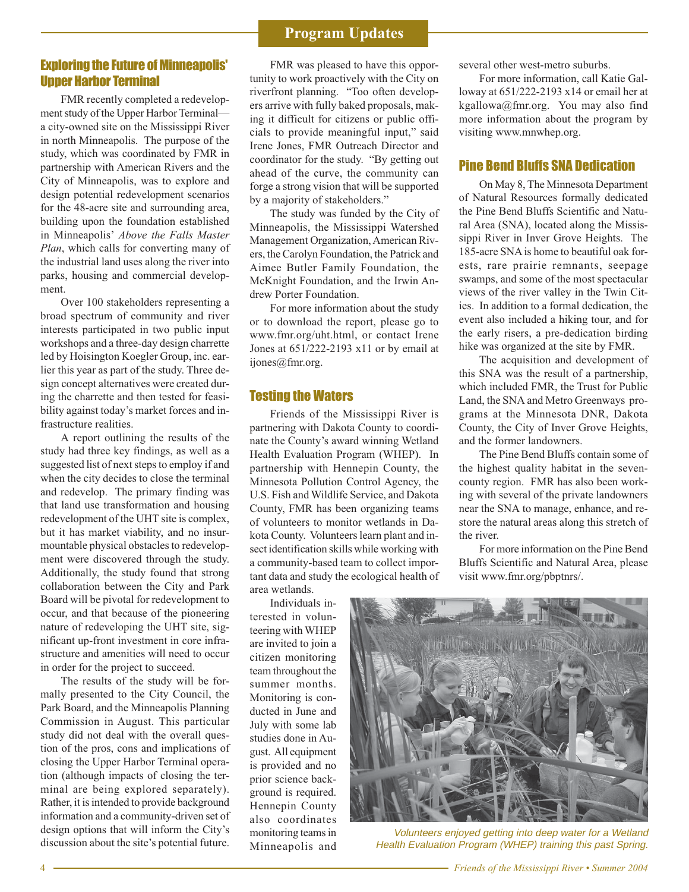## Program Updates

### Exploring the Future of Minneapolis' Upper Harbor Terminal

FMR recently completed a redevelopment study of the Upper Harbor Terminal—a city-owned site on the Mississippi River in north Minneapolis. The purpose of the study, which was coordinated by FMR in partnership with American Rivers and the City of Minneapolis, was to explore and design potential redevelopment scenarios for the 48-acre site and surrounding area, building upon the foundation established in Minneapolis' *Above the Falls Master Plan*, which calls for converting many of the industrial land uses along the river into parks, housing and commercial development.

Over 100 stakeholders representing a broad spectrum of community and river interests participated in two public input workshops and a three-day design charrette led by Hoisington Koegler Group, inc. earlier this year as part of the study. Three design concept alternatives were created during the charrette and then tested for feasibility against today's market forces and infrastructure realities.

A report outlining the results of the study had three key findings, as well as a suggested list of next steps to employ if and when the city decides to close the terminal and redevelop. The primary finding was that land use transformation and housing redevelopment of the UHT site is complex, but it has market viability, and no insurmountable physical obstacles to redevelopment were discovered through the study. Additionally, the study found that strong collaboration between the City and Park Board will be pivotal for redevelopment to occur, and that because of the pioneering nature of redeveloping the UHT site, significant up-front investment in core infrastructure and amenities will need to occur in order for the project to succeed.

The results of the study will be formally presented to the City Council, the Park Board, and the Minneapolis Planning Commission in August. This particular study did not deal with the overall question of the pros, cons and implications of closing the Upper Harbor Terminal operation (although impacts of closing the terminal are being explored separately). Rather, it is intended to provide background information and a community-driven set of design options that will inform the City's discussion about the site's potential future.

FMR was pleased to have this opportunity to work proactively with the City on riverfront planning. "Too often developers arrive with fully baked proposals, making it difficult for citizens or public officials to provide meaningful input," said Irene Jones, FMR Outreach Director and coordinator for the study. "By getting out ahead of the curve, the community can forge a strong vision that will be supported by a majority of stakeholders."

The study was funded by the City of Minneapolis, the Mississippi Watershed Management Organization, American Rivers, the Carolyn Foundation, the Patrick and Aimee Butler Family Foundation, the McKnight Foundation, and the Irwin Andrew Porter Foundation.

For more information about the study or to download the report, please go to www.fmr.org/uht.html, or contact Irene Jones at 651/222-2193 x11 or by email at ijones@fmr.org.

### Testing the Waters

Friends of the Mississippi River is partnering with Dakota County to coordinate the County's award winning Wetland Health Evaluation Program (WHEP). In partnership with Hennepin County, the Minnesota Pollution Control Agency, the U.S. Fish and Wildlife Service, and Dakota County, FMR has been organizing teams of volunteers to monitor wetlands in Dakota County. Volunteers learn plant and insect identification skills while working with a community-based team to collect important data and study the ecological health of area wetlands.

Individuals interested in volunteering with WHEP are invited to join a citizen monitoring team throughout the summer months. Monitoring is conducted in June and July with some lab studies done in August. All equipment is provided and no prior science background is required. Hennepin County also coordinates monitoring teams in Minneapolis and several other west-metro suburbs.

For more information, call Katie Galloway at 651/222-2193 x14 or email her at kgallowa@fmr.org. You may also find more information about the program by visiting www.mnwhep.org.

*Volunteers enjoyed getting into deep water for a Wetland Health Evaluation Program (WHEP) training this past Spring.*

### Pine Bend Bluffs SNA Dedication

On May 8, The Minnesota Department of Natural Resources formally dedicated the Pine Bend Bluffs Scientific and Natural Area (SNA), located along the Mississippi River in Inver Grove Heights. The 185-acre SNA is home to beautiful oak forests, rare prairie remnants, seepage swamps, and some of the most spectacular views of the river valley in the Twin Cities. In addition to a formal dedication, the event also included a hiking tour, and for the early risers, a pre-dedication birding hike was organized at the site by FMR.

The acquisition and development of this SNA was the result of a partnership, which included FMR, the Trust for Public Land, the SNA and Metro Greenways programs at the Minnesota DNR, Dakota County, the City of Inver Grove Heights, and the former landowners.

The Pine Bend Bluffs contain some of the highest quality habitat in the seven-county region. FMR has also been working with several of the private landowners near the SNA to manage, enhance, and restore the natural areas along this stretch of the river.

For more information on the Pine Bend Bluffs Scientific and Natural Area, please visit www.fmr.org/pbptnrs/.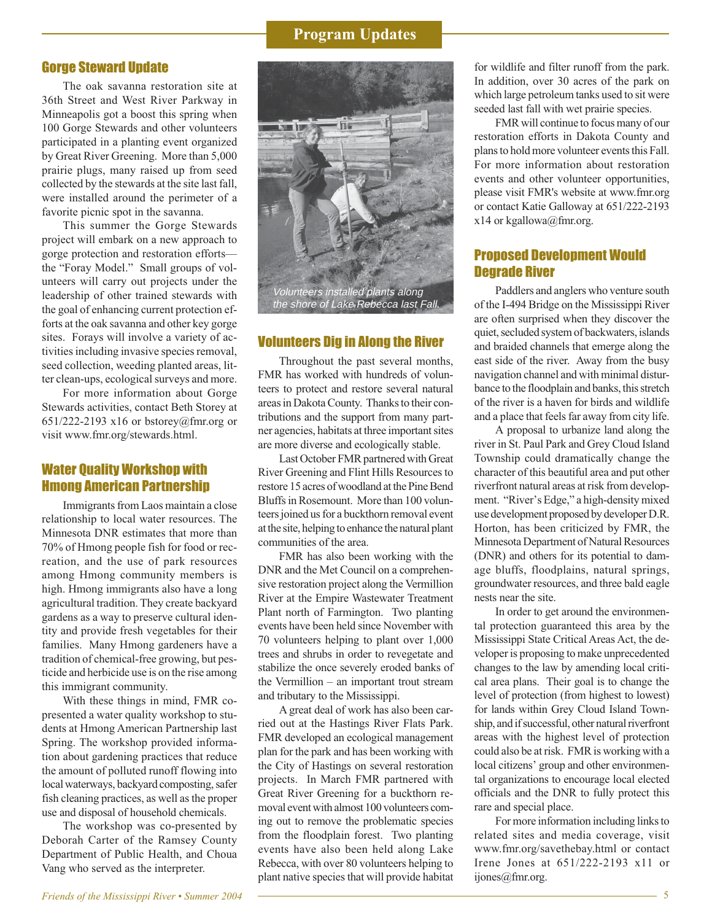## Program Updates

### Gorge Steward Update

The oak savanna restoration site at 36th Street and West River Parkway in Minneapolis got a boost this spring when 100 Gorge Stewards and other volunteers participated in a planting event organized by Great River Greening. More than 5,000 prairie plugs, many raised up from seed collected by the stewards at the site last fall, were installed around the perimeter of a favorite picnic spot in the savanna.

This summer the Gorge Stewards project will embark on a new approach to gorge protection and restoration efforts—the "Foray Model." Small groups of volunteers will carry out projects under the leadership of other trained stewards with the goal of enhancing current protection efforts at the oak savanna and other key gorge sites. Forays will involve a variety of activities including invasive species removal, seed collection, weeding planted areas, litter clean-ups, ecological surveys and more.

For more information about Gorge Stewards activities, contact Beth Storey at 651/222-2193 x16 or bstorey@fmr.org or visit www.fmr.org/stewards.html.

### Water Quality Workshop with Hmong American Partnership

Immigrants from Laos maintain a close relationship to local water resources. The Minnesota DNR estimates that more than 70% of Hmong people fish for food or recreation, and the use of park resources among Hmong community members is high. Hmong immigrants also have a long agricultural tradition. They create backyard gardens as a way to preserve cultural identity and provide fresh vegetables for their families. Many Hmong gardeners have a tradition of chemical-free growing, but pesticide and herbicide use is on the rise among this immigrant community.

With these things in mind, FMR co-presented a water quality workshop to students at Hmong American Partnership last Spring. The workshop provided information about gardening practices that reduce the amount of polluted runoff flowing into local waterways, backyard composting, safer fish cleaning practices, as well as the proper use and disposal of household chemicals.

The workshop was co-presented by Deborah Carter of the Ramsey County Department of Public Health, and Choua Vang who served as the interpreter.

*Volunteers installed plants along the shore of Lake Rebecca last Fall.*

### Volunteers Dig in Along the River

Throughout the past several months, FMR has worked with hundreds of volunteers to protect and restore several natural areas in Dakota County. Thanks to their contributions and the support from many partner agencies, habitats at three important sites are more diverse and ecologically stable.

Last October FMR partnered with Great River Greening and Flint Hills Resources to restore 15 acres of woodland at the Pine Bend Bluffs in Rosemount. More than 100 volunteers joined us for a buckthorn removal event at the site, helping to enhance the natural plant communities of the area.

FMR has also been working with the DNR and the Met Council on a comprehensive restoration project along the Vermillion River at the Empire Wastewater Treatment Plant north of Farmington. Two planting events have been held since November with 70 volunteers helping to plant over 1,000 trees and shrubs in order to revegetate and stabilize the once severely eroded banks of the Vermillion – an important trout stream and tributary to the Mississippi.

A great deal of work has also been carried out at the Hastings River Flats Park. FMR developed an ecological management plan for the park and has been working with the City of Hastings on several restoration projects. In March FMR partnered with Great River Greening for a buckthorn removal event with almost 100 volunteers coming out to remove the problematic species from the floodplain forest. Two planting events have also been held along Lake Rebecca, with over 80 volunteers helping to plant native species that will provide habitat for wildlife and filter runoff from the park. In addition, over 30 acres of the park on which large petroleum tanks used to sit were seeded last fall with wet prairie species.

FMR will continue to focus many of our restoration efforts in Dakota County and plans to hold more volunteer events this Fall. For more information about restoration events and other volunteer opportunities, please visit FMR's website at www.fmr.org or contact Katie Galloway at 651/222-2193 x14 or kgallowa@fmr.org.

### Proposed Development Would Degrade River

Paddlers and anglers who venture south of the I-494 Bridge on the Mississippi River are often surprised when they discover the quiet, secluded system of backwaters, islands and braided channels that emerge along the east side of the river. Away from the busy navigation channel and with minimal disturbance to the floodplain and banks, this stretch of the river is a haven for birds and wildlife and a place that feels far away from city life.

A proposal to urbanize land along the river in St. Paul Park and Grey Cloud Island Township could dramatically change the character of this beautiful area and put other riverfront natural areas at risk from development. "River's Edge," a high-density mixed use development proposed by developer D.R. Horton, has been criticized by FMR, the Minnesota Department of Natural Resources (DNR) and others for its potential to damage bluffs, floodplains, natural springs, groundwater resources, and three bald eagle nests near the site.

In order to get around the environmental protection guaranteed this area by the Mississippi State Critical Areas Act, the developer is proposing to make unprecedented changes to the law by amending local critical area plans. Their goal is to change the level of protection (from highest to lowest) for lands within Grey Cloud Island Township, and if successful, other natural riverfront areas with the highest level of protection could also be at risk. FMR is working with a local citizens' group and other environmental organizations to encourage local elected officials and the DNR to fully protect this rare and special place.

For more information including links to related sites and media coverage, visit www.fmr.org/savethebay.html or contact Irene Jones at 651/222-2193 x11 or ijones@fmr.org.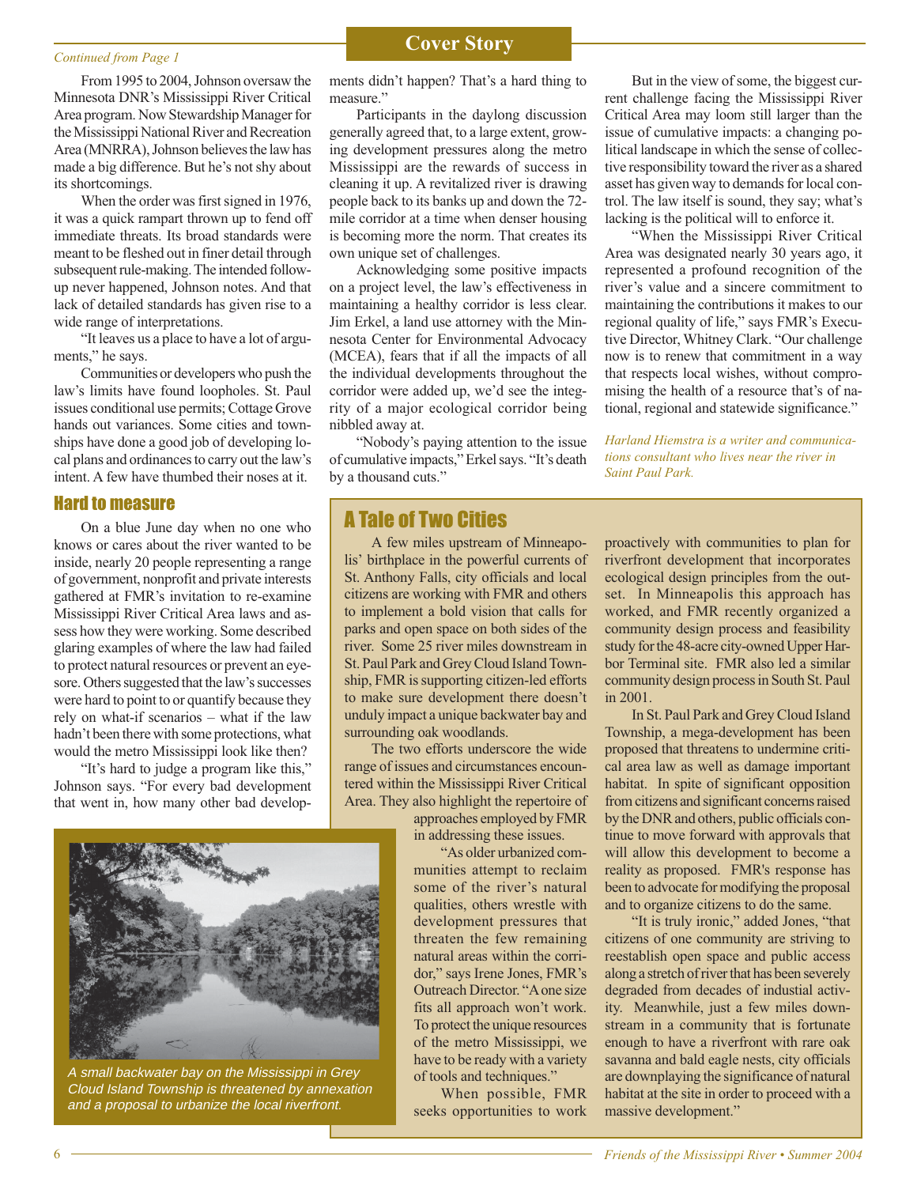*Continued from Page 1*

## Cover Story

From 1995 to 2004, Johnson oversaw the Minnesota DNR's Mississippi River Critical Area program. Now Stewardship Manager for the Mississippi National River and Recreation Area (MNRRA), Johnson believes the law has made a big difference. But he's not shy about its shortcomings.

When the order was first signed in 1976, it was a quick rampart thrown up to fend off immediate threats. Its broad standards were meant to be fleshed out in finer detail through subsequent rule-making. The intended follow-up never happened, Johnson notes. And that lack of detailed standards has given rise to a wide range of interpretations.

"It leaves us a place to have a lot of arguments," he says.

Communities or developers who push the law's limits have found loopholes. St. Paul issues conditional use permits; Cottage Grove hands out variances. Some cities and townships have done a good job of developing local plans and ordinances to carry out the law's intent. A few have thumbed their noses at it.

### Hard to measure

On a blue June day when no one who knows or cares about the river wanted to be inside, nearly 20 people representing a range of government, nonprofit and private interests gathered at FMR's invitation to re-examine Mississippi River Critical Area laws and assess how they were working. Some described glaring examples of where the law had failed to protect natural resources or prevent an eyesore. Others suggested that the law's successes were hard to point to or quantify because they rely on what-if scenarios – what if the law hadn't been there with some protections, what would the metro Mississippi look like then?

"It's hard to judge a program like this," Johnson says. "For every bad development that went in, how many other bad developments didn't happen? That's a hard thing to measure."

Participants in the daylong discussion generally agreed that, to a large extent, growing development pressures along the metro Mississippi are the rewards of success in cleaning it up. A revitalized river is drawing people back to its banks up and down the 72-mile corridor at a time when denser housing is becoming more the norm. That creates its own unique set of challenges.

Acknowledging some positive impacts on a project level, the law's effectiveness in maintaining a healthy corridor is less clear. Jim Erkel, a land use attorney with the Minnesota Center for Environmental Advocacy (MCEA), fears that if all the impacts of all the individual developments throughout the corridor were added up, we'd see the integrity of a major ecological corridor being nibbled away at.

"Nobody's paying attention to the issue of cumulative impacts," Erkel says. "It's death by a thousand cuts."

But in the view of some, the biggest current challenge facing the Mississippi River Critical Area may loom still larger than the issue of cumulative impacts: a changing political landscape in which the sense of collective responsibility toward the river as a shared asset has given way to demands for local control. The law itself is sound, they say; what's lacking is the political will to enforce it.

"When the Mississippi River Critical Area was designated nearly 30 years ago, it represented a profound recognition of the river's value and a sincere commitment to maintaining the contributions it makes to our regional quality of life," says FMR's Executive Director, Whitney Clark. "Our challenge now is to renew that commitment in a way that respects local wishes, without compromising the health of a resource that's of national, regional and statewide significance."

*Harland Hiemstra is a writer and communications consultant who lives near the river in Saint Paul Park.*

### A Tale of Two Cities

A few miles upstream of Minneapolis' birthplace in the powerful currents of St. Anthony Falls, city officials and local citizens are working with FMR and others to implement a bold vision that calls for parks and open space on both sides of the river. Some 25 river miles downstream in St. Paul Park and Grey Cloud Island Township, FMR is supporting citizen-led efforts to make sure development there doesn't unduly impact a unique backwater bay and surrounding oak woodlands.

The two efforts underscore the wide range of issues and circumstances encountered within the Mississippi River Critical Area. They also highlight the repertoire of approaches employed by FMR in addressing these issues.

"As older urbanized communities attempt to reclaim some of the river's natural qualities, others wrestle with development pressures that threaten the few remaining natural areas within the corridor," says Irene Jones, FMR's Outreach Director. "A one size fits all approach won't work. To protect the unique resources of the metro Mississippi, we have to be ready with a variety of tools and techniques."

When possible, FMR seeks opportunities to work proactively with communities to plan for riverfront development that incorporates ecological design principles from the outset. In Minneapolis this approach has worked, and FMR recently organized a community design process and feasibility study for the 48-acre city-owned Upper Harbor Terminal site. FMR also led a similar community design process in South St. Paul in 2001.

In St. Paul Park and Grey Cloud Island Township, a mega-development has been proposed that threatens to undermine critical area law as well as damage important habitat. In spite of significant opposition from citizens and significant concerns raised by the DNR and others, public officials continue to move forward with approvals that will allow this development to become a reality as proposed. FMR's response has been to advocate for modifying the proposal and to organize citizens to do the same.

"It is truly ironic," added Jones, "that citizens of one community are striving to reestablish open space and public access along a stretch of river that has been severely degraded from decades of industrial activity. Meanwhile, just a few miles downstream in a community that is fortunate enough to have a riverfront with rare oak savanna and bald eagle nests, city officials are downplaying the significance of natural habitat at the site in order to proceed with a massive development."

*A small backwater bay on the Mississippi in Grey Cloud Island Township is threatened by annexation and a proposal to urbanize the local riverfront.*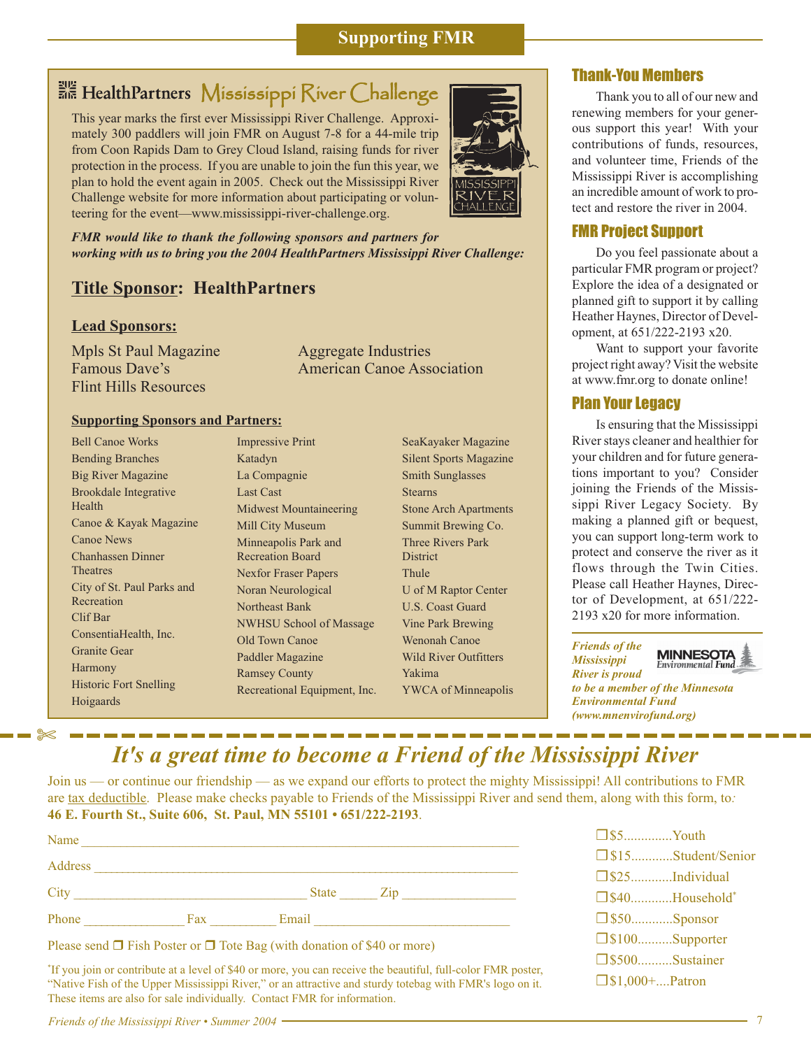# Supporting FMR

## HealthPartners Mississippi River Challenge

This year marks the first ever Mississippi River Challenge. Approximately 300 paddlers will join FMR on August 7-8 for a 44-mile trip from Coon Rapids Dam to Grey Cloud Island, raising funds for river protection in the process. If you are unable to join the fun this year, we plan to hold the event again in 2005. Check out the Mississippi River Challenge website for more information about participating or volunteering for the event—www.mississippi-river-challenge.org.

***FMR would like to thank the following sponsors and partners for working with us to bring you the 2004 HealthPartners Mississippi River Challenge:***

### Title Sponsor: HealthPartners

#### Lead Sponsors:

- Mpls St Paul Magazine
- Famous Dave's
- Flint Hills Resources
- Aggregate Industries
- American Canoe Association

#### Supporting Sponsors and Partners:

- Bell Canoe Works
- Bending Branches
- Big River Magazine
- Brookdale Integrative Health
- Canoe & Kayak Magazine
- Canoe News
- Chanhassen Dinner Theatres
- City of St. Paul Parks and Recreation
- Clif Bar
- ConsentiaHealth, Inc.
- Granite Gear
- Harmony
- Historic Fort Snelling
- Hoigaards
- Impressive Print
- Katadyn
- La Compagnie
- Last Cast
- Midwest Mountaineering
- Mill City Museum
- Minneapolis Park and Recreation Board
- Nexfor Fraser Papers
- Noran Neurological
- Northeast Bank
- NWHSU School of Massage
- Old Town Canoe
- Paddler Magazine
- Ramsey County
- Recreational Equipment, Inc.
- SeaKayaker Magazine
- Silent Sports Magazine
- Smith Sunglasses
- Stearns
- Stone Arch Apartments
- Summit Brewing Co.
- Three Rivers Park District
- Thule
- U of M Raptor Center
- U.S. Coast Guard
- Vine Park Brewing
- Wenonah Canoe
- Wild River Outfitters
- Yakima
- YWCA of Minneapolis

## Thank-You Members

Thank you to all of our new and renewing members for your generous support this year! With your contributions of funds, resources, and volunteer time, Friends of the Mississippi River is accomplishing an incredible amount of work to protect and restore the river in 2004.

## FMR Project Support

Do you feel passionate about a particular FMR program or project? Explore the idea of a designated or planned gift to support it by calling Heather Haynes, Director of Development, at 651/222-2193 x20.

Want to support your favorite project right away? Visit the website at www.fmr.org to donate online!

## Plan Your Legacy

Is ensuring that the Mississippi River stays cleaner and healthier for your children and for future generations important to you? Consider joining the Friends of the Mississippi River Legacy Society. By making a planned gift or bequest, you can support long-term work to protect and conserve the river as it flows through the Twin Cities. Please call Heather Haynes, Director of Development, at 651/222-2193 x20 for more information.

***Friends of the Mississippi River is proud to be a member of the Minnesota Environmental Fund (www.mnenvirofund.org)***

---

# *It's a great time to become a Friend of the Mississippi River*

Join us — or continue our friendship — as we expand our efforts to protect the mighty Mississippi! All contributions to FMR are tax deductible. Please make checks payable to Friends of the Mississippi River and send them, along with this form, to: **46 E. Fourth St., Suite 606, St. Paul, MN 55101 • 651/222-2193**.

Name ______________________________________________

Address ____________________________________________

City ________________________ State ______ Zip ____________

Phone ____________ Fax _________ Email ____________________

Please send ❐ Fish Poster or ❐ Tote Bag (with donation of $40 or more)

*If you join or contribute at a level of $40 or more, you can receive the beautiful, full-color FMR poster, "Native Fish of the Upper Mississippi River," or an attractive and sturdy totebag with FMR's logo on it. These items are also for sale individually. Contact FMR for information.

- ❐ $5.............Youth
- ❐ $15............Student/Senior
- ❐ $25............Individual
- ❐ $40............Household*
- ❐ $50............Sponsor
- ❐ $100..........Supporter
- ❐ $500..........Sustainer
- ❐ $1,000+....Patron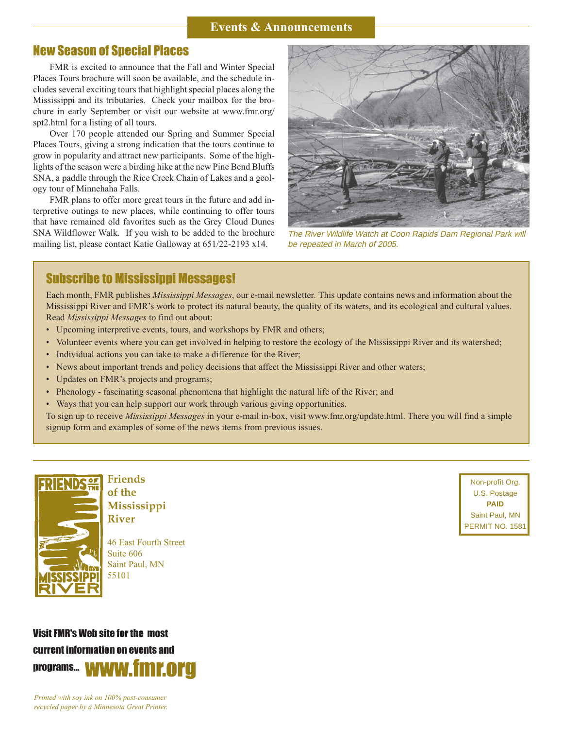## Events & Announcements

## New Season of Special Places

FMR is excited to announce that the Fall and Winter Special Places Tours brochure will soon be available, and the schedule includes several exciting tours that highlight special places along the Mississippi and its tributaries. Check your mailbox for the brochure in early September or visit our website at www.fmr.org/spt2.html for a listing of all tours.

Over 170 people attended our Spring and Summer Special Places Tours, giving a strong indication that the tours continue to grow in popularity and attract new participants. Some of the highlights of the season were a birding hike at the new Pine Bend Bluffs SNA, a paddle through the Rice Creek Chain of Lakes and a geology tour of Minnehaha Falls.

FMR plans to offer more great tours in the future and add interpretive outings to new places, while continuing to offer tours that have remained old favorites such as the Grey Cloud Dunes SNA Wildflower Walk. If you wish to be added to the brochure mailing list, please contact Katie Galloway at 651/22-2193 x14.

*The River Wildlife Watch at Coon Rapids Dam Regional Park will be repeated in March of 2005.*

## Subscribe to Mississippi Messages!

Each month, FMR publishes *Mississippi Messages*, our e-mail newsletter. This update contains news and information about the Mississippi River and FMR's work to protect its natural beauty, the quality of its waters, and its ecological and cultural values. Read *Mississippi Messages* to find out about:

- Upcoming interpretive events, tours, and workshops by FMR and others;
- Volunteer events where you can get involved in helping to restore the ecology of the Mississippi River and its watershed;
- Individual actions you can take to make a difference for the River;
- News about important trends and policy decisions that affect the Mississippi River and other waters;
- Updates on FMR's projects and programs;
- Phenology - fascinating seasonal phenomena that highlight the natural life of the River; and
- Ways that you can help support our work through various giving opportunities.

To sign up to receive *Mississippi Messages* in your e-mail in-box, visit www.fmr.org/update.html. There you will find a simple signup form and examples of some of the news items from previous issues.

**Friends of the Mississippi River**

46 East Fourth Street
Suite 606
Saint Paul, MN
55101

Non-profit Org.
U.S. Postage
**PAID**
Saint Paul, MN
PERMIT NO. 1581

**Visit FMR's Web site for the most current information on events and programs... www.fmr.org**

*Printed with soy ink on 100% post-consumer recycled paper by a Minnesota Great Printer.*